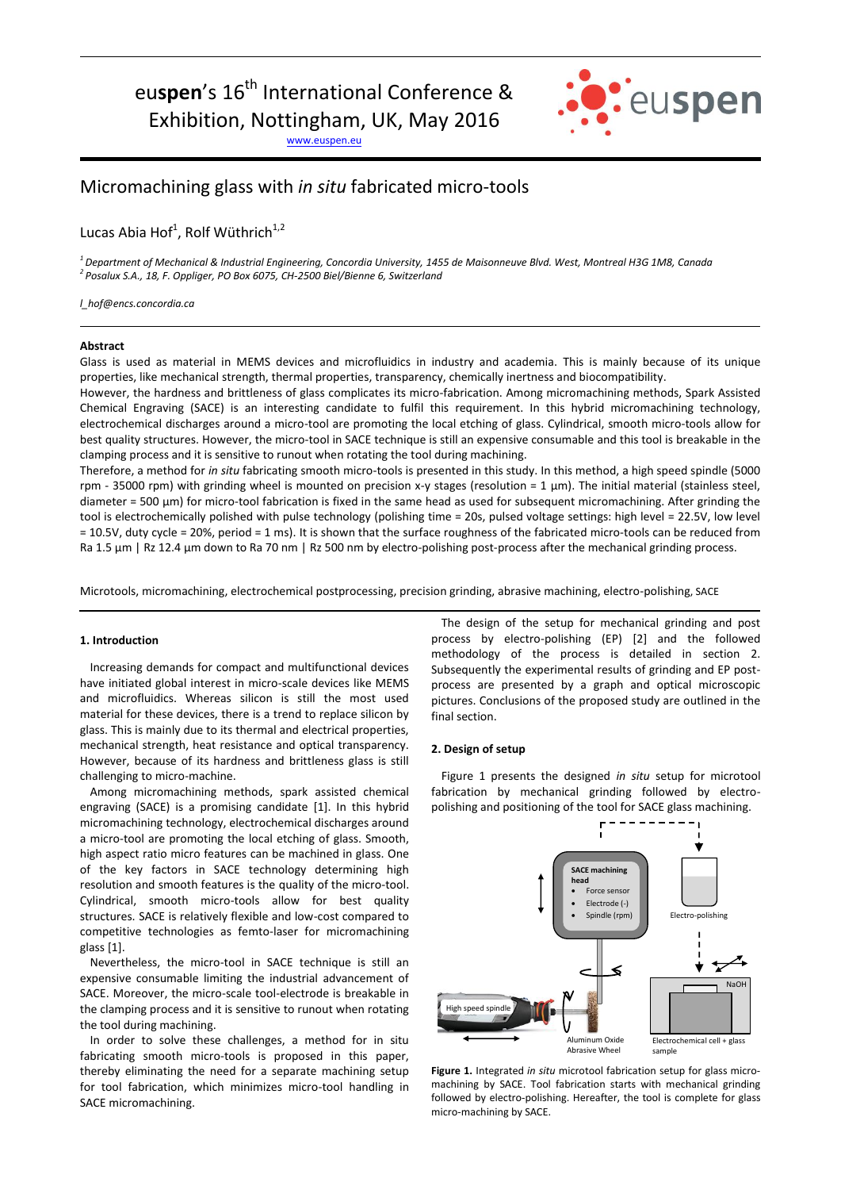euspen's 16th International Conference & Exhibition, Nottingham, UK, May 2016

www.euspen.eu

# Micromachining glass with *in situ* fabricated micro-tools

Lucas Abia Hof[1], Rolf Wüthrich[1,2]

[1] *Department of Mechanical & Industrial Engineering, Concordia University, 1455 de Maisonneuve Blvd. West, Montreal H3G 1M8, Canada*
[2] *Posalux S.A., 18, F. Oppliger, PO Box 6075, CH-2500 Biel/Bienne 6, Switzerland*

*l_hof@encs.concordia.ca*

**Abstract**

Glass is used as material in MEMS devices and microfluidics in industry and academia. This is mainly because of its unique properties, like mechanical strength, thermal properties, transparency, chemically inertness and biocompatibility.

However, the hardness and brittleness of glass complicates its micro-fabrication. Among micromachining methods, Spark Assisted Chemical Engraving (SACE) is an interesting candidate to fulfil this requirement. In this hybrid micromachining technology, electrochemical discharges around a micro-tool are promoting the local etching of glass. Cylindrical, smooth micro-tools allow for best quality structures. However, the micro-tool in SACE technique is still an expensive consumable and this tool is breakable in the clamping process and it is sensitive to runout when rotating the tool during machining.

Therefore, a method for *in situ* fabricating smooth micro-tools is presented in this study. In this method, a high speed spindle (5000 rpm - 35000 rpm) with grinding wheel is mounted on precision x-y stages (resolution = 1 µm). The initial material (stainless steel, diameter = 500 µm) for micro-tool fabrication is fixed in the same head as used for subsequent micromachining. After grinding the tool is electrochemically polished with pulse technology (polishing time = 20s, pulsed voltage settings: high level = 22.5V, low level = 10.5V, duty cycle = 20%, period = 1 ms). It is shown that the surface roughness of the fabricated micro-tools can be reduced from Ra 1.5 µm | Rz 12.4 µm down to Ra 70 nm | Rz 500 nm by electro-polishing post-process after the mechanical grinding process.

Microtools, micromachining, electrochemical postprocessing, precision grinding, abrasive machining, electro-polishing, SACE

## 1. Introduction

Increasing demands for compact and multifunctional devices have initiated global interest in micro-scale devices like MEMS and microfluidics. Whereas silicon is still the most used material for these devices, there is a trend to replace silicon by glass. This is mainly due to its thermal and electrical properties, mechanical strength, heat resistance and optical transparency. However, because of its hardness and brittleness glass is still challenging to micro-machine.

Among micromachining methods, spark assisted chemical engraving (SACE) is a promising candidate [1]. In this hybrid micromachining technology, electrochemical discharges around a micro-tool are promoting the local etching of glass. Smooth, high aspect ratio micro features can be machined in glass. One of the key factors in SACE technology determining high resolution and smooth features is the quality of the micro-tool. Cylindrical, smooth micro-tools allow for best quality structures. SACE is relatively flexible and low-cost compared to competitive technologies as femto-laser for micromachining glass [1].

Nevertheless, the micro-tool in SACE technique is still an expensive consumable limiting the industrial advancement of SACE. Moreover, the micro-scale tool-electrode is breakable in the clamping process and it is sensitive to runout when rotating the tool during machining.

In order to solve these challenges, a method for in situ fabricating smooth micro-tools is proposed in this paper, thereby eliminating the need for a separate machining setup for tool fabrication, which minimizes micro-tool handling in SACE micromachining.

The design of the setup for mechanical grinding and post process by electro-polishing (EP) [2] and the followed methodology of the process is detailed in section 2. Subsequently the experimental results of grinding and EP post-process are presented by a graph and optical microscopic pictures. Conclusions of the proposed study are outlined in the final section.

## 2. Design of setup

Figure 1 presents the designed *in situ* setup for microtool fabrication by mechanical grinding followed by electro-polishing and positioning of the tool for SACE glass machining.

**Figure 1.** Integrated *in situ* microtool fabrication setup for glass micro-machining by SACE. Tool fabrication starts with mechanical grinding followed by electro-polishing. Hereafter, the tool is complete for glass micro-machining by SACE.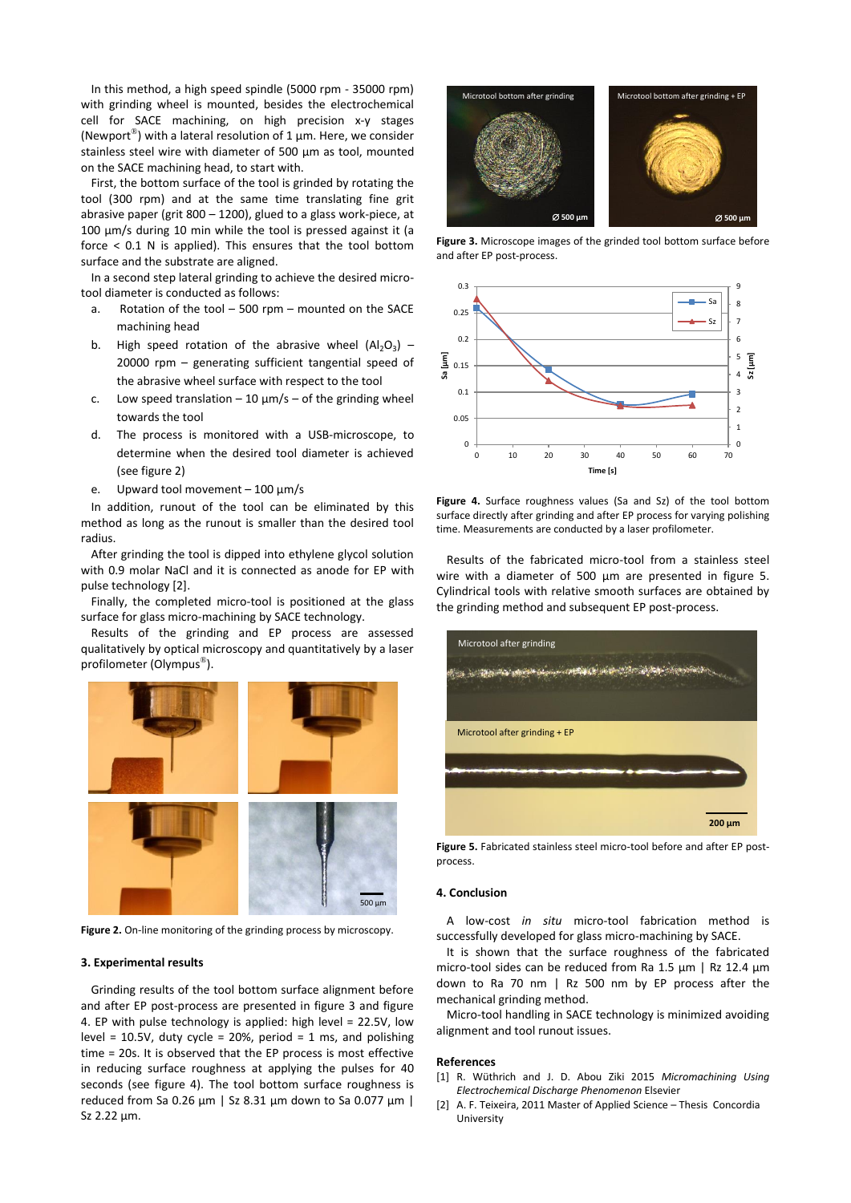In this method, a high speed spindle (5000 rpm - 35000 rpm) with grinding wheel is mounted, besides the electrochemical cell for SACE machining, on high precision x-y stages (Newport®) with a lateral resolution of 1 µm. Here, we consider stainless steel wire with diameter of 500 µm as tool, mounted on the SACE machining head, to start with.

First, the bottom surface of the tool is grinded by rotating the tool (300 rpm) and at the same time translating fine grit abrasive paper (grit 800 – 1200), glued to a glass work-piece, at 100 µm/s during 10 min while the tool is pressed against it (a force < 0.1 N is applied). This ensures that the tool bottom surface and the substrate are aligned.

In a second step lateral grinding to achieve the desired micro-tool diameter is conducted as follows:

a. Rotation of the tool – 500 rpm – mounted on the SACE machining head
b. High speed rotation of the abrasive wheel ($Al_2O_3$) – 20000 rpm – generating sufficient tangential speed of the abrasive wheel surface with respect to the tool
c. Low speed translation – 10 µm/s – of the grinding wheel towards the tool
d. The process is monitored with a USB-microscope, to determine when the desired tool diameter is achieved (see figure 2)
e. Upward tool movement – 100 µm/s

In addition, runout of the tool can be eliminated by this method as long as the runout is smaller than the desired tool radius.

After grinding the tool is dipped into ethylene glycol solution with 0.9 molar NaCl and it is connected as anode for EP with pulse technology [2].

Finally, the completed micro-tool is positioned at the glass surface for glass micro-machining by SACE technology.

Results of the grinding and EP process are assessed qualitatively by optical microscopy and quantitatively by a laser profilometer (Olympus®).

500 µm

**Figure 2.** On-line monitoring of the grinding process by microscopy.

## 3. Experimental results

Grinding results of the tool bottom surface alignment before and after EP post-process are presented in figure 3 and figure 4. EP with pulse technology is applied: high level = 22.5V, low level = 10.5V, duty cycle = 20%, period = 1 ms, and polishing time = 20s. It is observed that the EP process is most effective in reducing surface roughness at applying the pulses for 40 seconds (see figure 4). The tool bottom surface roughness is reduced from Sa 0.26 µm | Sz 8.31 µm down to Sa 0.077 µm | Sz 2.22 µm.

Microtool bottom after grinding

Microtool bottom after grinding + EP

∅ 500 µm

∅ 500 µm

**Figure 3.** Microscope images of the grinded tool bottom surface before and after EP post-process.

Sa [µm]

Sz [µm]

Time [s]

Sa

Sz

0 0.05 0.1 0.15 0.2 0.25 0.3

0 1 2 3 4 5 6 7 8 9

0 10 20 30 40 50 60 70

**Figure 4.** Surface roughness values (Sa and Sz) of the tool bottom surface directly after grinding and after EP process for varying polishing time. Measurements are conducted by a laser profilometer.

Results of the fabricated micro-tool from a stainless steel wire with a diameter of 500 µm are presented in figure 5. Cylindrical tools with relative smooth surfaces are obtained by the grinding method and subsequent EP post-process.

Microtool after grinding

Microtool after grinding + EP

200 µm

**Figure 5.** Fabricated stainless steel micro-tool before and after EP post-process.

## 4. Conclusion

A low-cost *in situ* micro-tool fabrication method is successfully developed for glass micro-machining by SACE.

It is shown that the surface roughness of the fabricated micro-tool sides can be reduced from Ra 1.5 µm | Rz 12.4 µm down to Ra 70 nm | Rz 500 nm by EP process after the mechanical grinding method.

Micro-tool handling in SACE technology is minimized avoiding alignment and tool runout issues.

## References

[1] R. Wüthrich and J. D. Abou Ziki 2015 *Micromachining Using Electrochemical Discharge Phenomenon* Elsevier

[2] A. F. Teixeira, 2011 Master of Applied Science – Thesis Concordia University